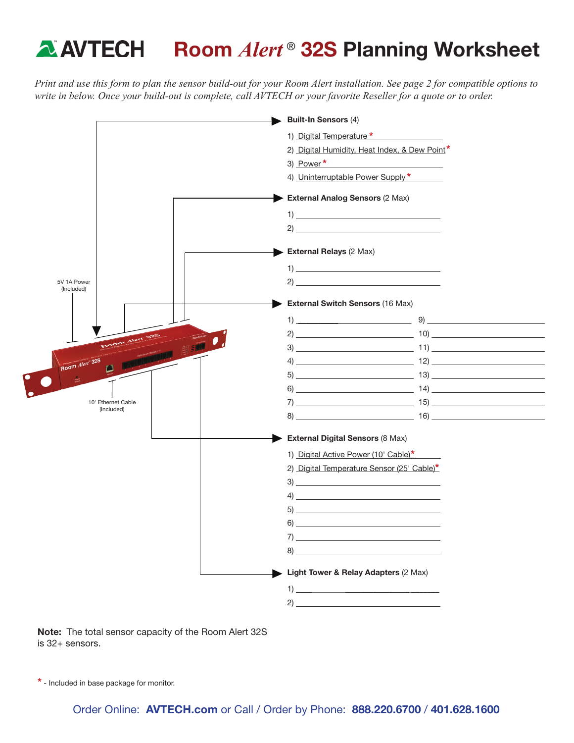# AVTECH Room *Alert*® 32S Planning Worksheet

*Print and use this form to plan the sensor build-out for your Room Alert installation. See page 2 for compatible options to write in below. Once your build-out is complete, call AVTECH or your favorite Reseller for a quote or to order.*

5V 1A Power (Included)

10' Ethernet Cable (Included)

**Built-In Sensors** (4)

1) Digital Temperature *
2) Digital Humidity, Heat Index, & Dew Point*
3) Power *
4) Uninterruptable Power Supply *

**External Analog Sensors** (2 Max)

1) ______
2) ______

**External Relays** (2 Max)

1) ______
2) ______

**External Switch Sensors** (16 Max)

1) ______
2) ______
3) ______
4) ______
5) ______
6) ______
7) ______
8) ______
9) ______
10) ______
11) ______
12) ______
13) ______
14) ______
15) ______
16) ______

**External Digital Sensors** (8 Max)

1) Digital Active Power (10' Cable)*
2) Digital Temperature Sensor (25' Cable)*
3) ______
4) ______
5) ______
6) ______
7) ______
8) ______

**Light Tower & Relay Adapters** (2 Max)

1) ______
2) ______

**Note:** The total sensor capacity of the Room Alert 32S is 32+ sensors.

* - Included in base package for monitor.

Order Online: **AVTECH.com** or Call / Order by Phone: **888.220.6700** / **401.628.1600**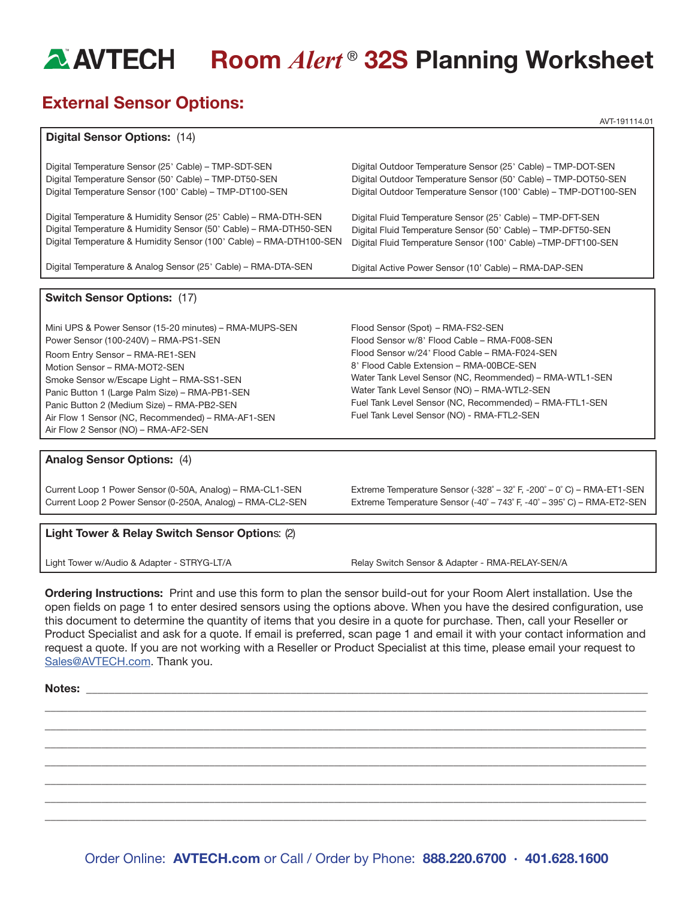# AVTECH Room *Alert*® 32S Planning Worksheet

## External Sensor Options:

AVT-191114.01

### Digital Sensor Options: (14)

Digital Temperature Sensor (25' Cable) – TMP-SDT-SEN
Digital Temperature Sensor (50' Cable) – TMP-DT50-SEN
Digital Temperature Sensor (100' Cable) – TMP-DT100-SEN

Digital Temperature & Humidity Sensor (25' Cable) – RMA-DTH-SEN
Digital Temperature & Humidity Sensor (50' Cable) – RMA-DTH50-SEN
Digital Temperature & Humidity Sensor (100' Cable) – RMA-DTH100-SEN

Digital Temperature & Analog Sensor (25' Cable) – RMA-DTA-SEN

Digital Outdoor Temperature Sensor (25' Cable) – TMP-DOT-SEN
Digital Outdoor Temperature Sensor (50' Cable) – TMP-DOT50-SEN
Digital Outdoor Temperature Sensor (100' Cable) – TMP-DOT100-SEN

Digital Fluid Temperature Sensor (25' Cable) – TMP-DFT-SEN
Digital Fluid Temperature Sensor (50' Cable) – TMP-DFT50-SEN
Digital Fluid Temperature Sensor (100' Cable) –TMP-DFT100-SEN

Digital Active Power Sensor (10' Cable) – RMA-DAP-SEN

### Switch Sensor Options: (17)

Mini UPS & Power Sensor (15-20 minutes) – RMA-MUPS-SEN
Power Sensor (100-240V) – RMA-PS1-SEN
Room Entry Sensor – RMA-RE1-SEN
Motion Sensor – RMA-MOT2-SEN
Smoke Sensor w/Escape Light – RMA-SS1-SEN
Panic Button 1 (Large Palm Size) – RMA-PB1-SEN
Panic Button 2 (Medium Size) – RMA-PB2-SEN
Air Flow 1 Sensor (NC, Recommended) – RMA-AF1-SEN
Air Flow 2 Sensor (NO) – RMA-AF2-SEN

Flood Sensor (Spot) – RMA-FS2-SEN
Flood Sensor w/8' Flood Cable – RMA-F008-SEN
Flood Sensor w/24' Flood Cable – RMA-F024-SEN
8' Flood Cable Extension – RMA-00BCE-SEN
Water Tank Level Sensor (NC, Reommended) – RMA-WTL1-SEN
Water Tank Level Sensor (NO) – RMA-WTL2-SEN
Fuel Tank Level Sensor (NC, Recommended) – RMA-FTL1-SEN
Fuel Tank Level Sensor (NO) - RMA-FTL2-SEN

### Analog Sensor Options: (4)

Current Loop 1 Power Sensor (0-50A, Analog) – RMA-CL1-SEN
Current Loop 2 Power Sensor (0-250A, Analog) – RMA-CL2-SEN

Extreme Temperature Sensor (-328° – 32° F, -200° – 0° C) – RMA-ET1-SEN
Extreme Temperature Sensor (-40° – 743° F, -40° – 395° C) – RMA-ET2-SEN

### Light Tower & Relay Switch Sensor Options: (2)

Light Tower w/Audio & Adapter - STRYG-LT/A

Relay Switch Sensor & Adapter - RMA-RELAY-SEN/A

**Ordering Instructions:** Print and use this form to plan the sensor build-out for your Room Alert installation. Use the open fields on page 1 to enter desired sensors using the options above. When you have the desired configuration, use this document to determine the quantity of items that you desire in a quote for purchase. Then, call your Reseller or Product Specialist and ask for a quote. If email is preferred, scan page 1 and email it with your contact information and request a quote. If you are not working with a Reseller or Product Specialist at this time, please email your request to Sales@AVTECH.com. Thank you.

**Notes:** ____________________________________________________________

Order Online: **AVTECH.com** or Call / Order by Phone: **888.220.6700 · 401.628.1600**